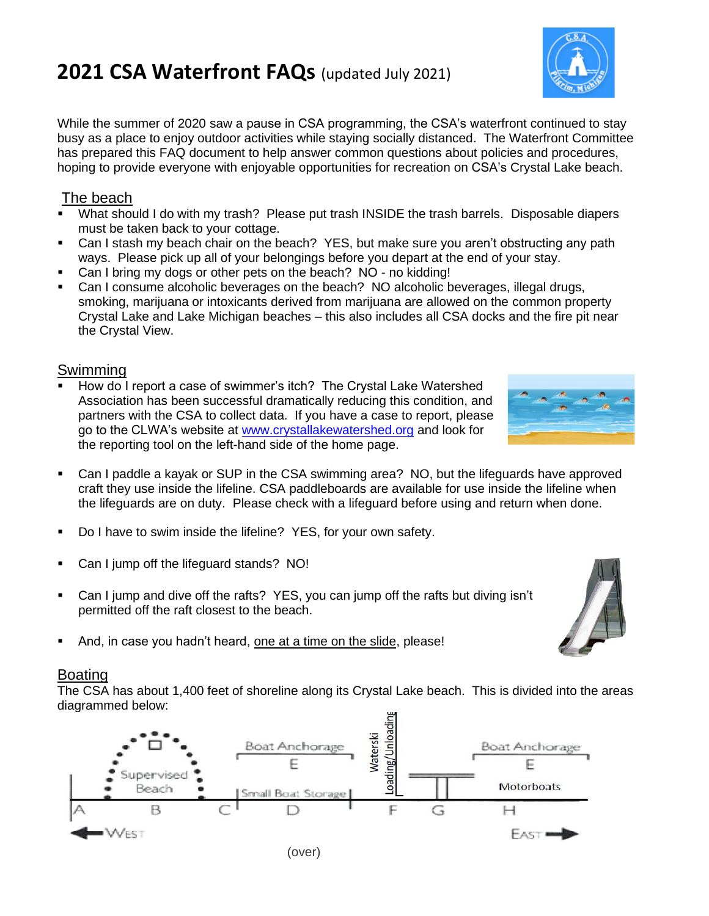# 2021 CSA Waterfront FAQs (updated July 2021)

While the summer of 2020 saw a pause in CSA programming, the CSA's waterfront continued to stay busy as a place to enjoy outdoor activities while staying socially distanced. The Waterfront Committee has prepared this FAQ document to help answer common questions about policies and procedures, hoping to provide everyone with enjoyable opportunities for recreation on CSA's Crystal Lake beach.

## The beach

- What should I do with my trash? Please put trash INSIDE the trash barrels. Disposable diapers must be taken back to your cottage.
- Can I stash my beach chair on the beach? YES, but make sure you aren't obstructing any path ways. Please pick up all of your belongings before you depart at the end of your stay.
- Can I bring my dogs or other pets on the beach? NO - no kidding!
- Can I consume alcoholic beverages on the beach? NO alcoholic beverages, illegal drugs, smoking, marijuana or intoxicants derived from marijuana are allowed on the common property Crystal Lake and Lake Michigan beaches – this also includes all CSA docks and the fire pit near the Crystal View.

## Swimming

- How do I report a case of swimmer's itch? The Crystal Lake Watershed Association has been successful dramatically reducing this condition, and partners with the CSA to collect data. If you have a case to report, please go to the CLWA's website at www.crystallakewatershed.org and look for the reporting tool on the left-hand side of the home page.
- Can I paddle a kayak or SUP in the CSA swimming area? NO, but the lifeguards have approved craft they use inside the lifeline. CSA paddleboards are available for use inside the lifeline when the lifeguards are on duty. Please check with a lifeguard before using and return when done.
- Do I have to swim inside the lifeline? YES, for your own safety.
- Can I jump off the lifeguard stands? NO!
- Can I jump and dive off the rafts? YES, you can jump off the rafts but diving isn't permitted off the raft closest to the beach.
- And, in case you hadn't heard, one at a time on the slide, please!

## Boating

The CSA has about 1,400 feet of shoreline along its Crystal Lake beach. This is divided into the areas diagrammed below:

Supervised Beach | Boat Anchorage E | Small Boat Storage | Waterski Loading/Unloading | Boat Anchorage E | Motorboats

A B C D F G H

WEST ← → EAST

(over)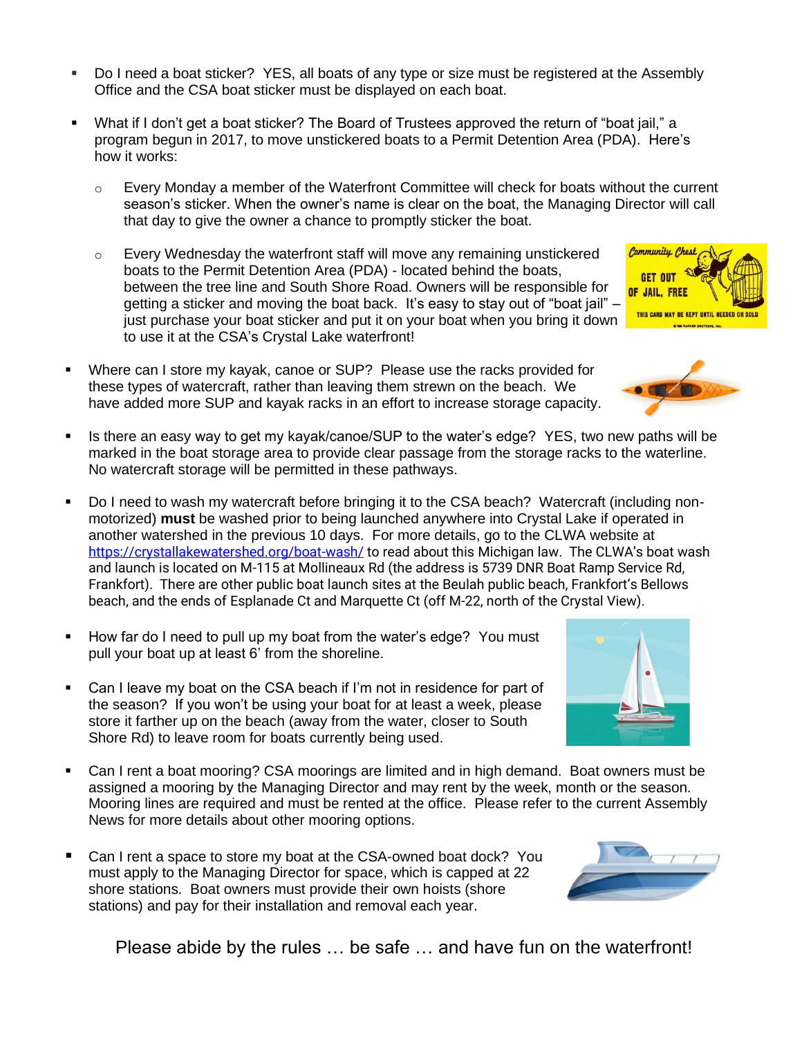- Do I need a boat sticker? YES, all boats of any type or size must be registered at the Assembly Office and the CSA boat sticker must be displayed on each boat.

- What if I don't get a boat sticker? The Board of Trustees approved the return of "boat jail," a program begun in 2017, to move unstickered boats to a Permit Detention Area (PDA). Here's how it works:

  - Every Monday a member of the Waterfront Committee will check for boats without the current season's sticker. When the owner's name is clear on the boat, the Managing Director will call that day to give the owner a chance to promptly sticker the boat.

  - Every Wednesday the waterfront staff will move any remaining unstickered boats to the Permit Detention Area (PDA) - located behind the boats, between the tree line and South Shore Road. Owners will be responsible for getting a sticker and moving the boat back. It's easy to stay out of "boat jail" – just purchase your boat sticker and put it on your boat when you bring it down to use it at the CSA's Crystal Lake waterfront!

- Where can I store my kayak, canoe or SUP? Please use the racks provided for these types of watercraft, rather than leaving them strewn on the beach. We have added more SUP and kayak racks in an effort to increase storage capacity.

- Is there an easy way to get my kayak/canoe/SUP to the water's edge? YES, two new paths will be marked in the boat storage area to provide clear passage from the storage racks to the waterline. No watercraft storage will be permitted in these pathways.

- Do I need to wash my watercraft before bringing it to the CSA beach? Watercraft (including non-motorized) **must** be washed prior to being launched anywhere into Crystal Lake if operated in another watershed in the previous 10 days. For more details, go to the CLWA website at https://crystallakewatershed.org/boat-wash/ to read about this Michigan law. The CLWA's boat wash and launch is located on M-115 at Mollineaux Rd (the address is 5739 DNR Boat Ramp Service Rd, Frankfort). There are other public boat launch sites at the Beulah public beach, Frankfort's Bellows beach, and the ends of Esplanade Ct and Marquette Ct (off M-22, north of the Crystal View).

- How far do I need to pull up my boat from the water's edge? You must pull your boat up at least 6' from the shoreline.

- Can I leave my boat on the CSA beach if I'm not in residence for part of the season? If you won't be using your boat for at least a week, please store it farther up on the beach (away from the water, closer to South Shore Rd) to leave room for boats currently being used.

- Can I rent a boat mooring? CSA moorings are limited and in high demand. Boat owners must be assigned a mooring by the Managing Director and may rent by the week, month or the season. Mooring lines are required and must be rented at the office. Please refer to the current Assembly News for more details about other mooring options.

- Can I rent a space to store my boat at the CSA-owned boat dock? You must apply to the Managing Director for space, which is capped at 22 shore stations. Boat owners must provide their own hoists (shore stations) and pay for their installation and removal each year.

Please abide by the rules … be safe … and have fun on the waterfront!